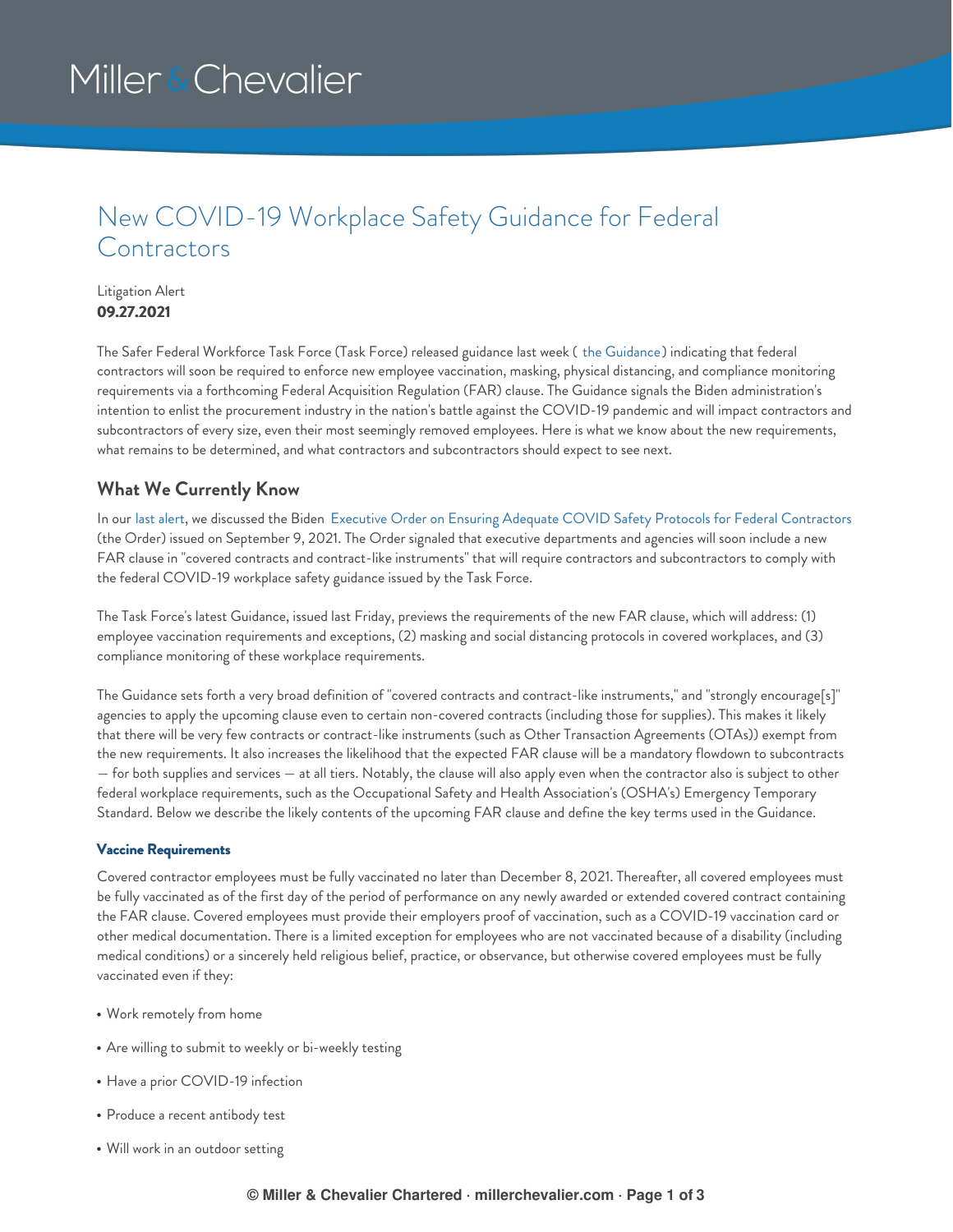# New COVID-19 Workplace Safety Guidance for Federal Contractors

Litigation Alert
**09.27.2021**

The Safer Federal Workforce Task Force (Task Force) released guidance last week ( the Guidance) indicating that federal contractors will soon be required to enforce new employee vaccination, masking, physical distancing, and compliance monitoring requirements via a forthcoming Federal Acquisition Regulation (FAR) clause. The Guidance signals the Biden administration's intention to enlist the procurement industry in the nation's battle against the COVID-19 pandemic and will impact contractors and subcontractors of every size, even their most seemingly removed employees. Here is what we know about the new requirements, what remains to be determined, and what contractors and subcontractors should expect to see next.

## What We Currently Know

In our last alert, we discussed the Biden Executive Order on Ensuring Adequate COVID Safety Protocols for Federal Contractors (the Order) issued on September 9, 2021. The Order signaled that executive departments and agencies will soon include a new FAR clause in "covered contracts and contract-like instruments" that will require contractors and subcontractors to comply with the federal COVID-19 workplace safety guidance issued by the Task Force.

The Task Force's latest Guidance, issued last Friday, previews the requirements of the new FAR clause, which will address: (1) employee vaccination requirements and exceptions, (2) masking and social distancing protocols in covered workplaces, and (3) compliance monitoring of these workplace requirements.

The Guidance sets forth a very broad definition of "covered contracts and contract-like instruments," and "strongly encourage[s]" agencies to apply the upcoming clause even to certain non-covered contracts (including those for supplies). This makes it likely that there will be very few contracts or contract-like instruments (such as Other Transaction Agreements (OTAs)) exempt from the new requirements. It also increases the likelihood that the expected FAR clause will be a mandatory flowdown to subcontracts — for both supplies and services — at all tiers. Notably, the clause will also apply even when the contractor also is subject to other federal workplace requirements, such as the Occupational Safety and Health Association's (OSHA's) Emergency Temporary Standard. Below we describe the likely contents of the upcoming FAR clause and define the key terms used in the Guidance.

#### Vaccine Requirements

Covered contractor employees must be fully vaccinated no later than December 8, 2021. Thereafter, all covered employees must be fully vaccinated as of the first day of the period of performance on any newly awarded or extended covered contract containing the FAR clause. Covered employees must provide their employers proof of vaccination, such as a COVID-19 vaccination card or other medical documentation. There is a limited exception for employees who are not vaccinated because of a disability (including medical conditions) or a sincerely held religious belief, practice, or observance, but otherwise covered employees must be fully vaccinated even if they:

- Work remotely from home
- Are willing to submit to weekly or bi-weekly testing
- Have a prior COVID-19 infection
- Produce a recent antibody test
- Will work in an outdoor setting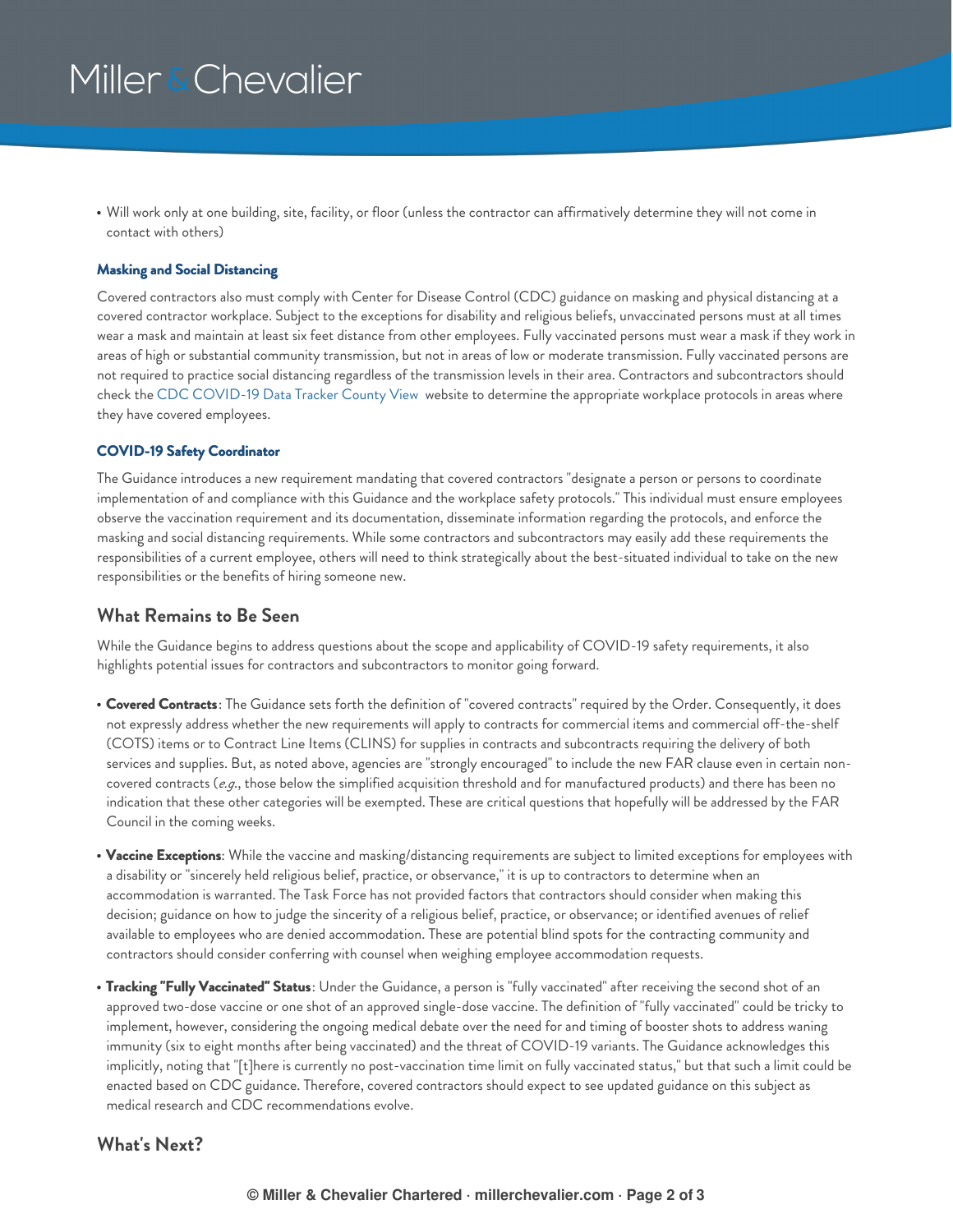- Will work only at one building, site, facility, or floor (unless the contractor can affirmatively determine they will not come in contact with others)

#### Masking and Social Distancing

Covered contractors also must comply with Center for Disease Control (CDC) guidance on masking and physical distancing at a covered contractor workplace. Subject to the exceptions for disability and religious beliefs, unvaccinated persons must at all times wear a mask and maintain at least six feet distance from other employees. Fully vaccinated persons must wear a mask if they work in areas of high or substantial community transmission, but not in areas of low or moderate transmission. Fully vaccinated persons are not required to practice social distancing regardless of the transmission levels in their area. Contractors and subcontractors should check the CDC COVID-19 Data Tracker County View website to determine the appropriate workplace protocols in areas where they have covered employees.

#### COVID-19 Safety Coordinator

The Guidance introduces a new requirement mandating that covered contractors "designate a person or persons to coordinate implementation of and compliance with this Guidance and the workplace safety protocols." This individual must ensure employees observe the vaccination requirement and its documentation, disseminate information regarding the protocols, and enforce the masking and social distancing requirements. While some contractors and subcontractors may easily add these requirements the responsibilities of a current employee, others will need to think strategically about the best-situated individual to take on the new responsibilities or the benefits of hiring someone new.

### What Remains to Be Seen

While the Guidance begins to address questions about the scope and applicability of COVID-19 safety requirements, it also highlights potential issues for contractors and subcontractors to monitor going forward.

- **Covered Contracts**: The Guidance sets forth the definition of "covered contracts" required by the Order. Consequently, it does not expressly address whether the new requirements will apply to contracts for commercial items and commercial off-the-shelf (COTS) items or to Contract Line Items (CLINS) for supplies in contracts and subcontracts requiring the delivery of both services and supplies. But, as noted above, agencies are "strongly encouraged" to include the new FAR clause even in certain non-covered contracts (*e.g.*, those below the simplified acquisition threshold and for manufactured products) and there has been no indication that these other categories will be exempted. These are critical questions that hopefully will be addressed by the FAR Council in the coming weeks.

- **Vaccine Exceptions**: While the vaccine and masking/distancing requirements are subject to limited exceptions for employees with a disability or "sincerely held religious belief, practice, or observance," it is up to contractors to determine when an accommodation is warranted. The Task Force has not provided factors that contractors should consider when making this decision; guidance on how to judge the sincerity of a religious belief, practice, or observance; or identified avenues of relief available to employees who are denied accommodation. These are potential blind spots for the contracting community and contractors should consider conferring with counsel when weighing employee accommodation requests.

- **Tracking "Fully Vaccinated" Status**: Under the Guidance, a person is "fully vaccinated" after receiving the second shot of an approved two-dose vaccine or one shot of an approved single-dose vaccine. The definition of "fully vaccinated" could be tricky to implement, however, considering the ongoing medical debate over the need for and timing of booster shots to address waning immunity (six to eight months after being vaccinated) and the threat of COVID-19 variants. The Guidance acknowledges this implicitly, noting that "[t]here is currently no post-vaccination time limit on fully vaccinated status," but that such a limit could be enacted based on CDC guidance. Therefore, covered contractors should expect to see updated guidance on this subject as medical research and CDC recommendations evolve.

### What's Next?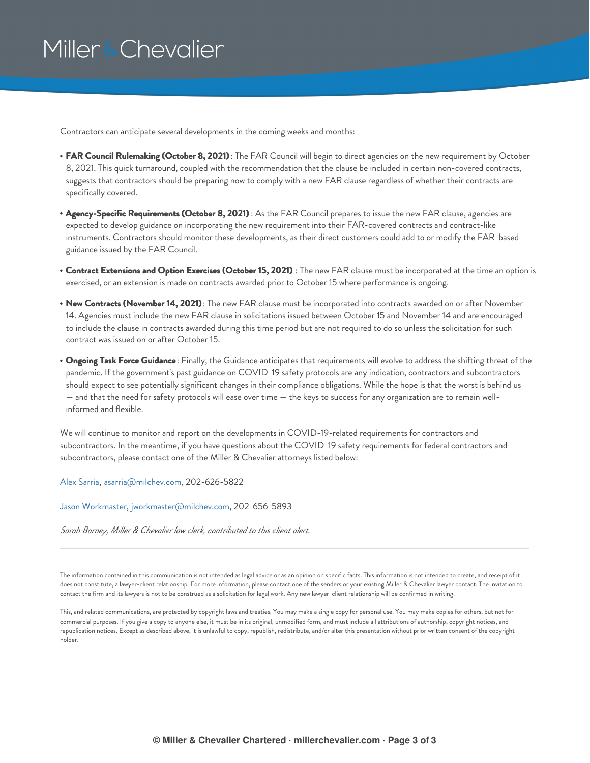Contractors can anticipate several developments in the coming weeks and months:

- **FAR Council Rulemaking (October 8, 2021)**: The FAR Council will begin to direct agencies on the new requirement by October 8, 2021. This quick turnaround, coupled with the recommendation that the clause be included in certain non-covered contracts, suggests that contractors should be preparing now to comply with a new FAR clause regardless of whether their contracts are specifically covered.
- **Agency-Specific Requirements (October 8, 2021)**: As the FAR Council prepares to issue the new FAR clause, agencies are expected to develop guidance on incorporating the new requirement into their FAR-covered contracts and contract-like instruments. Contractors should monitor these developments, as their direct customers could add to or modify the FAR-based guidance issued by the FAR Council.
- **Contract Extensions and Option Exercises (October 15, 2021)**: The new FAR clause must be incorporated at the time an option is exercised, or an extension is made on contracts awarded prior to October 15 where performance is ongoing.
- **New Contracts (November 14, 2021)**: The new FAR clause must be incorporated into contracts awarded on or after November 14. Agencies must include the new FAR clause in solicitations issued between October 15 and November 14 and are encouraged to include the clause in contracts awarded during this time period but are not required to do so unless the solicitation for such contract was issued on or after October 15.
- **Ongoing Task Force Guidance**: Finally, the Guidance anticipates that requirements will evolve to address the shifting threat of the pandemic. If the government's past guidance on COVID-19 safety protocols are any indication, contractors and subcontractors should expect to see potentially significant changes in their compliance obligations. While the hope is that the worst is behind us — and that the need for safety protocols will ease over time — the keys to success for any organization are to remain well-informed and flexible.

We will continue to monitor and report on the developments in COVID-19-related requirements for contractors and subcontractors. In the meantime, if you have questions about the COVID-19 safety requirements for federal contractors and subcontractors, please contact one of the Miller & Chevalier attorneys listed below:

Alex Sarria, asarria@milchev.com, 202-626-5822

Jason Workmaster, jworkmaster@milchev.com, 202-656-5893

*Sarah Barney, Miller & Chevalier law clerk, contributed to this client alert.*

---

The information contained in this communication is not intended as legal advice or as an opinion on specific facts. This information is not intended to create, and receipt of it does not constitute, a lawyer-client relationship. For more information, please contact one of the senders or your existing Miller & Chevalier lawyer contact. The invitation to contact the firm and its lawyers is not to be construed as a solicitation for legal work. Any new lawyer-client relationship will be confirmed in writing.

This, and related communications, are protected by copyright laws and treaties. You may make a single copy for personal use. You may make copies for others, but not for commercial purposes. If you give a copy to anyone else, it must be in its original, unmodified form, and must include all attributions of authorship, copyright notices, and republication notices. Except as described above, it is unlawful to copy, republish, redistribute, and/or alter this presentation without prior written consent of the copyright holder.